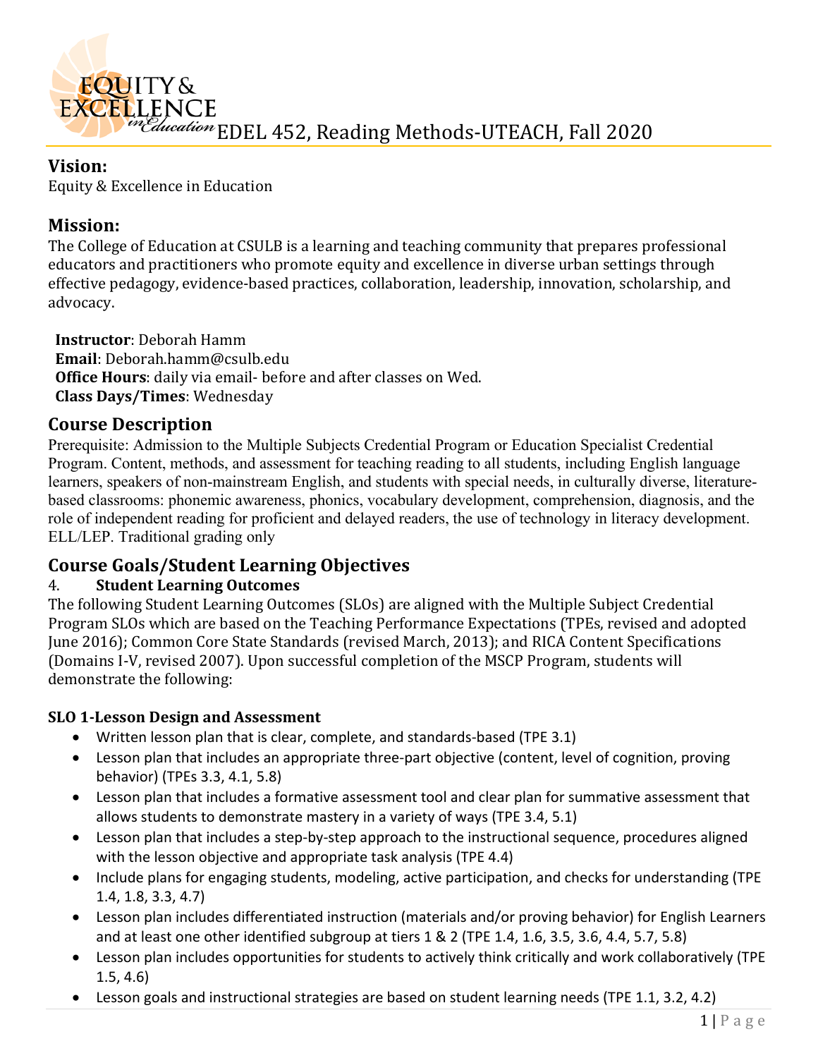# EQUITY & EXCELLENCE in Education EDEL 452, Reading Methods-UTEACH, Fall 2020

## Vision:

Equity & Excellence in Education

## Mission:

The College of Education at CSULB is a learning and teaching community that prepares professional educators and practitioners who promote equity and excellence in diverse urban settings through effective pedagogy, evidence-based practices, collaboration, leadership, innovation, scholarship, and advocacy.

**Instructor**: Deborah Hamm
**Email**: Deborah.hamm@csulb.edu
**Office Hours**: daily via email- before and after classes on Wed.
**Class Days/Times**: Wednesday

## Course Description

Prerequisite: Admission to the Multiple Subjects Credential Program or Education Specialist Credential Program. Content, methods, and assessment for teaching reading to all students, including English language learners, speakers of non-mainstream English, and students with special needs, in culturally diverse, literature-based classrooms: phonemic awareness, phonics, vocabulary development, comprehension, diagnosis, and the role of independent reading for proficient and delayed readers, the use of technology in literacy development. ELL/LEP. Traditional grading only

## Course Goals/Student Learning Objectives

4. **Student Learning Outcomes**

The following Student Learning Outcomes (SLOs) are aligned with the Multiple Subject Credential Program SLOs which are based on the Teaching Performance Expectations (TPEs, revised and adopted June 2016); Common Core State Standards (revised March, 2013); and RICA Content Specifications (Domains I-V, revised 2007). Upon successful completion of the MSCP Program, students will demonstrate the following:

**SLO 1-Lesson Design and Assessment**

- Written lesson plan that is clear, complete, and standards-based (TPE 3.1)
- Lesson plan that includes an appropriate three-part objective (content, level of cognition, proving behavior) (TPEs 3.3, 4.1, 5.8)
- Lesson plan that includes a formative assessment tool and clear plan for summative assessment that allows students to demonstrate mastery in a variety of ways (TPE 3.4, 5.1)
- Lesson plan that includes a step-by-step approach to the instructional sequence, procedures aligned with the lesson objective and appropriate task analysis (TPE 4.4)
- Include plans for engaging students, modeling, active participation, and checks for understanding (TPE 1.4, 1.8, 3.3, 4.7)
- Lesson plan includes differentiated instruction (materials and/or proving behavior) for English Learners and at least one other identified subgroup at tiers 1 & 2 (TPE 1.4, 1.6, 3.5, 3.6, 4.4, 5.7, 5.8)
- Lesson plan includes opportunities for students to actively think critically and work collaboratively (TPE 1.5, 4.6)
- Lesson goals and instructional strategies are based on student learning needs (TPE 1.1, 3.2, 4.2)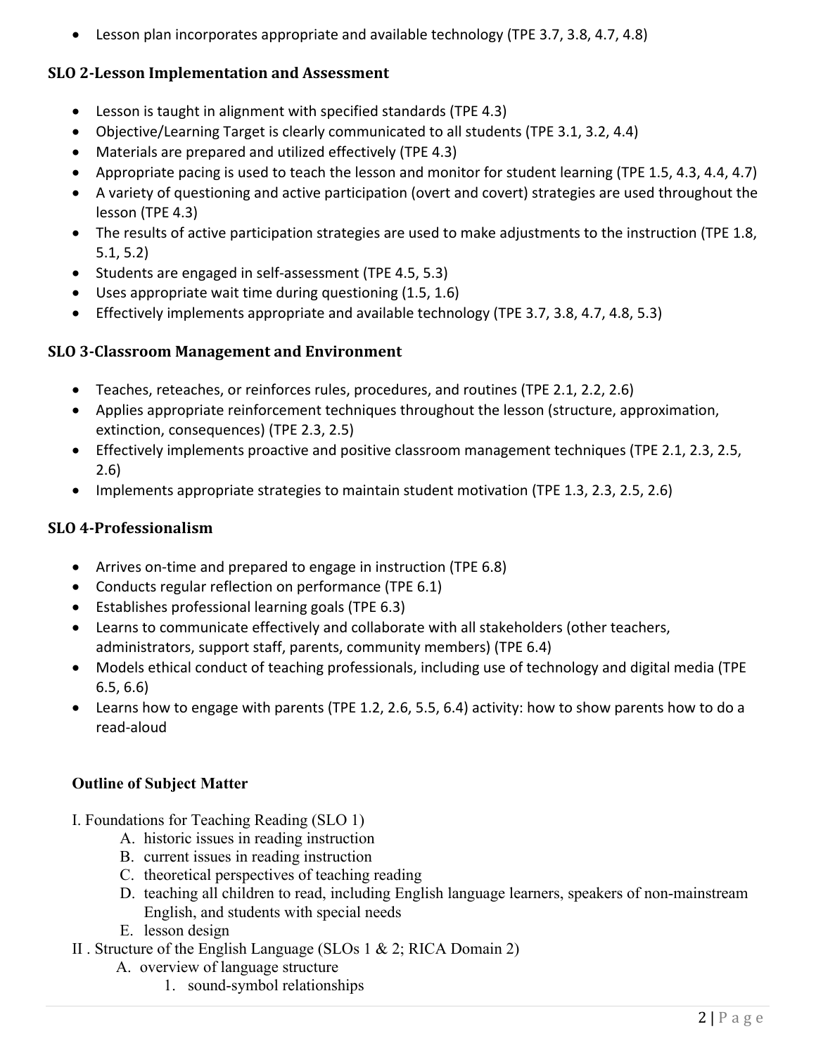- Lesson plan incorporates appropriate and available technology (TPE 3.7, 3.8, 4.7, 4.8)

### SLO 2-Lesson Implementation and Assessment

- Lesson is taught in alignment with specified standards (TPE 4.3)
- Objective/Learning Target is clearly communicated to all students (TPE 3.1, 3.2, 4.4)
- Materials are prepared and utilized effectively (TPE 4.3)
- Appropriate pacing is used to teach the lesson and monitor for student learning (TPE 1.5, 4.3, 4.4, 4.7)
- A variety of questioning and active participation (overt and covert) strategies are used throughout the lesson (TPE 4.3)
- The results of active participation strategies are used to make adjustments to the instruction (TPE 1.8, 5.1, 5.2)
- Students are engaged in self-assessment (TPE 4.5, 5.3)
- Uses appropriate wait time during questioning (1.5, 1.6)
- Effectively implements appropriate and available technology (TPE 3.7, 3.8, 4.7, 4.8, 5.3)

### SLO 3-Classroom Management and Environment

- Teaches, reteaches, or reinforces rules, procedures, and routines (TPE 2.1, 2.2, 2.6)
- Applies appropriate reinforcement techniques throughout the lesson (structure, approximation, extinction, consequences) (TPE 2.3, 2.5)
- Effectively implements proactive and positive classroom management techniques (TPE 2.1, 2.3, 2.5, 2.6)
- Implements appropriate strategies to maintain student motivation (TPE 1.3, 2.3, 2.5, 2.6)

### SLO 4-Professionalism

- Arrives on-time and prepared to engage in instruction (TPE 6.8)
- Conducts regular reflection on performance (TPE 6.1)
- Establishes professional learning goals (TPE 6.3)
- Learns to communicate effectively and collaborate with all stakeholders (other teachers, administrators, support staff, parents, community members) (TPE 6.4)
- Models ethical conduct of teaching professionals, including use of technology and digital media (TPE 6.5, 6.6)
- Learns how to engage with parents (TPE 1.2, 2.6, 5.5, 6.4) activity: how to show parents how to do a read-aloud

### Outline of Subject Matter

I. Foundations for Teaching Reading (SLO 1)
   - A. historic issues in reading instruction
   - B. current issues in reading instruction
   - C. theoretical perspectives of teaching reading
   - D. teaching all children to read, including English language learners, speakers of non-mainstream English, and students with special needs
   - E. lesson design

II . Structure of the English Language (SLOs 1 & 2; RICA Domain 2)
   - A. overview of language structure
     1. sound-symbol relationships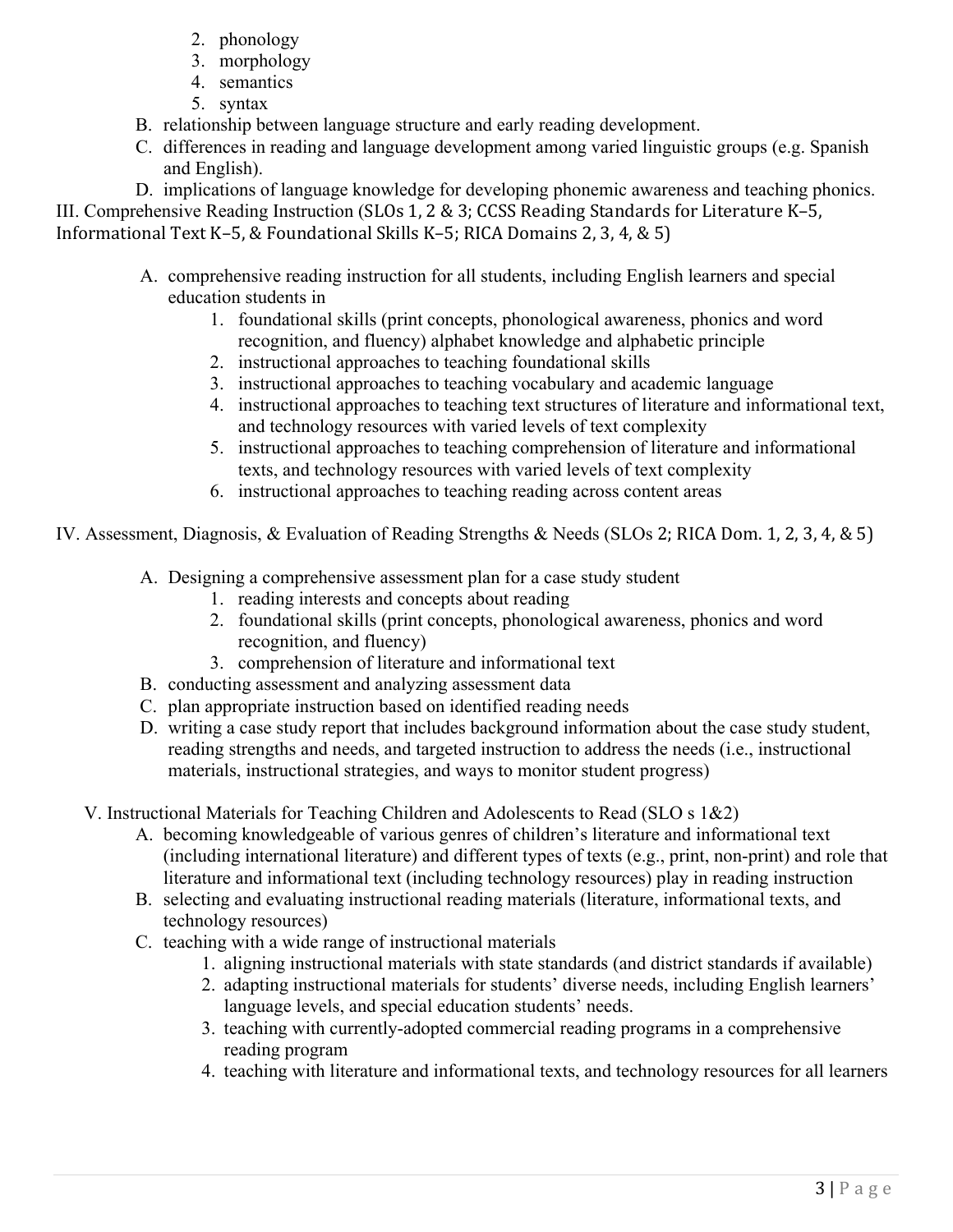2. phonology
3. morphology
4. semantics
5. syntax

B. relationship between language structure and early reading development.

C. differences in reading and language development among varied linguistic groups (e.g. Spanish and English).

D. implications of language knowledge for developing phonemic awareness and teaching phonics.

III. Comprehensive Reading Instruction (SLOs 1, 2 & 3; CCSS Reading Standards for Literature K–5, Informational Text K–5, & Foundational Skills K–5; RICA Domains 2, 3, 4, & 5)

A. comprehensive reading instruction for all students, including English learners and special education students in
   1. foundational skills (print concepts, phonological awareness, phonics and word recognition, and fluency) alphabet knowledge and alphabetic principle
   2. instructional approaches to teaching foundational skills
   3. instructional approaches to teaching vocabulary and academic language
   4. instructional approaches to teaching text structures of literature and informational text, and technology resources with varied levels of text complexity
   5. instructional approaches to teaching comprehension of literature and informational texts, and technology resources with varied levels of text complexity
   6. instructional approaches to teaching reading across content areas

IV. Assessment, Diagnosis, & Evaluation of Reading Strengths & Needs (SLOs 2; RICA Dom. 1, 2, 3, 4, & 5)

A. Designing a comprehensive assessment plan for a case study student
   1. reading interests and concepts about reading
   2. foundational skills (print concepts, phonological awareness, phonics and word recognition, and fluency)
   3. comprehension of literature and informational text

B. conducting assessment and analyzing assessment data

C. plan appropriate instruction based on identified reading needs

D. writing a case study report that includes background information about the case study student, reading strengths and needs, and targeted instruction to address the needs (i.e., instructional materials, instructional strategies, and ways to monitor student progress)

V. Instructional Materials for Teaching Children and Adolescents to Read (SLO s 1&2)

A. becoming knowledgeable of various genres of children's literature and informational text (including international literature) and different types of texts (e.g., print, non-print) and role that literature and informational text (including technology resources) play in reading instruction

B. selecting and evaluating instructional reading materials (literature, informational texts, and technology resources)

C. teaching with a wide range of instructional materials
   1. aligning instructional materials with state standards (and district standards if available)
   2. adapting instructional materials for students' diverse needs, including English learners' language levels, and special education students' needs.
   3. teaching with currently-adopted commercial reading programs in a comprehensive reading program
   4. teaching with literature and informational texts, and technology resources for all learners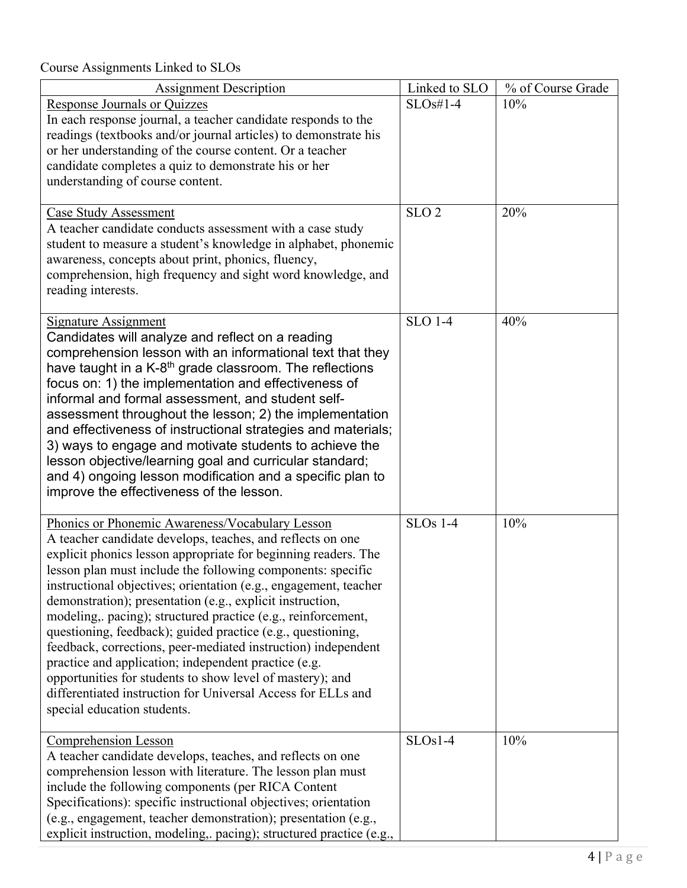Course Assignments Linked to SLOs

| Assignment Description | Linked to SLO | % of Course Grade |
|---|---|---|
| Response Journals or Quizzes<br>In each response journal, a teacher candidate responds to the readings (textbooks and/or journal articles) to demonstrate his or her understanding of the course content. Or a teacher candidate completes a quiz to demonstrate his or her understanding of course content. | SLOs#1-4 | 10% |
| Case Study Assessment<br>A teacher candidate conducts assessment with a case study student to measure a student's knowledge in alphabet, phonemic awareness, concepts about print, phonics, fluency, comprehension, high frequency and sight word knowledge, and reading interests. | SLO 2 | 20% |
| Signature Assignment<br>Candidates will analyze and reflect on a reading comprehension lesson with an informational text that they have taught in a K-8th grade classroom. The reflections focus on: 1) the implementation and effectiveness of informal and formal assessment, and student self-assessment throughout the lesson; 2) the implementation and effectiveness of instructional strategies and materials; 3) ways to engage and motivate students to achieve the lesson objective/learning goal and curricular standard; and 4) ongoing lesson modification and a specific plan to improve the effectiveness of the lesson. | SLO 1-4 | 40% |
| Phonics or Phonemic Awareness/Vocabulary Lesson<br>A teacher candidate develops, teaches, and reflects on one explicit phonics lesson appropriate for beginning readers. The lesson plan must include the following components: specific instructional objectives; orientation (e.g., engagement, teacher demonstration); presentation (e.g., explicit instruction, modeling,. pacing); structured practice (e.g., reinforcement, questioning, feedback); guided practice (e.g., questioning, feedback, corrections, peer-mediated instruction) independent practice and application; independent practice (e.g. opportunities for students to show level of mastery); and differentiated instruction for Universal Access for ELLs and special education students. | SLOs 1-4 | 10% |
| Comprehension Lesson<br>A teacher candidate develops, teaches, and reflects on one comprehension lesson with literature. The lesson plan must include the following components (per RICA Content Specifications): specific instructional objectives; orientation (e.g., engagement, teacher demonstration); presentation (e.g., explicit instruction, modeling,. pacing); structured practice (e.g., | SLOs1-4 | 10% |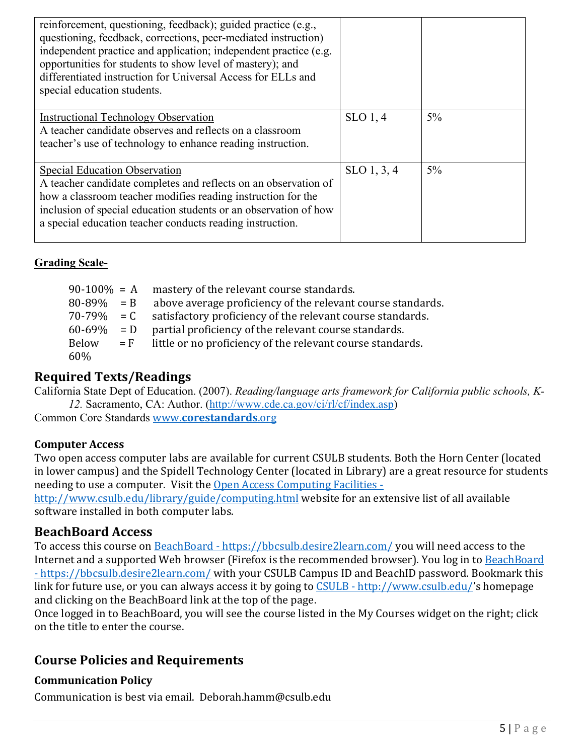| | | |
|---|---|---|
| reinforcement, questioning, feedback); guided practice (e.g., questioning, feedback, corrections, peer-mediated instruction) independent practice and application; independent practice (e.g. opportunities for students to show level of mastery); and differentiated instruction for Universal Access for ELLs and special education students. | | |
| Instructional Technology Observation<br>A teacher candidate observes and reflects on a classroom teacher's use of technology to enhance reading instruction. | SLO 1, 4 | 5% |
| Special Education Observation<br>A teacher candidate completes and reflects on an observation of how a classroom teacher modifies reading instruction for the inclusion of special education students or an observation of how a special education teacher conducts reading instruction. | SLO 1, 3, 4 | 5% |

**Grading Scale-**

| | | |
|---|---|---|
| 90-100% | = A | mastery of the relevant course standards. |
| 80-89% | = B | above average proficiency of the relevant course standards. |
| 70-79% | = C | satisfactory proficiency of the relevant course standards. |
| 60-69% | = D | partial proficiency of the relevant course standards. |
| Below 60% | = F | little or no proficiency of the relevant course standards. |

## Required Texts/Readings

California State Dept of Education. (2007). *Reading/language arts framework for California public schools, K-12.* Sacramento, CA: Author. (http://www.cde.ca.gov/ci/rl/cf/index.asp)

Common Core Standards www.**corestandards**.org

### Computer Access

Two open access computer labs are available for current CSULB students. Both the Horn Center (located in lower campus) and the Spidell Technology Center (located in Library) are a great resource for students needing to use a computer. Visit the Open Access Computing Facilities - http://www.csulb.edu/library/guide/computing.html website for an extensive list of all available software installed in both computer labs.

## BeachBoard Access

To access this course on BeachBoard - https://bbcsulb.desire2learn.com/ you will need access to the Internet and a supported Web browser (Firefox is the recommended browser). You log in to BeachBoard - https://bbcsulb.desire2learn.com/ with your CSULB Campus ID and BeachID password. Bookmark this link for future use, or you can always access it by going to CSULB - http://www.csulb.edu/'s homepage and clicking on the BeachBoard link at the top of the page.

Once logged in to BeachBoard, you will see the course listed in the My Courses widget on the right; click on the title to enter the course.

## Course Policies and Requirements

### Communication Policy

Communication is best via email. Deborah.hamm@csulb.edu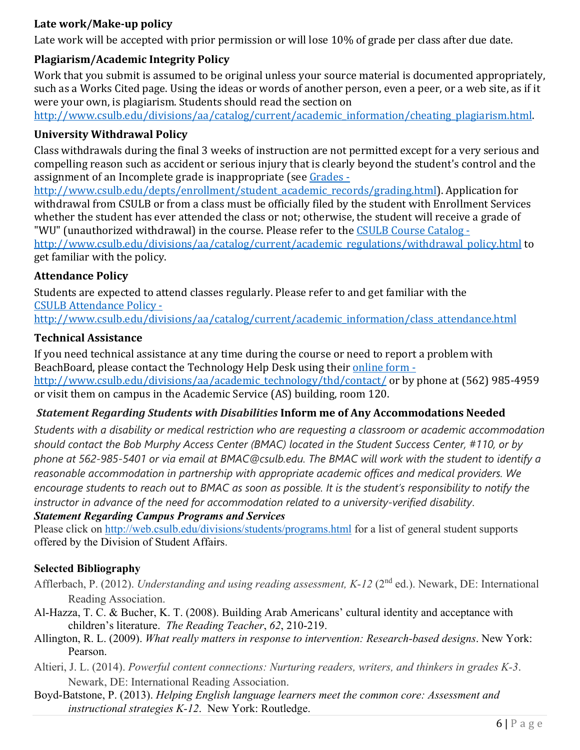### Late work/Make-up policy

Late work will be accepted with prior permission or will lose 10% of grade per class after due date.

### Plagiarism/Academic Integrity Policy

Work that you submit is assumed to be original unless your source material is documented appropriately, such as a Works Cited page. Using the ideas or words of another person, even a peer, or a web site, as if it were your own, is plagiarism. Students should read the section on http://www.csulb.edu/divisions/aa/catalog/current/academic_information/cheating_plagiarism.html.

### University Withdrawal Policy

Class withdrawals during the final 3 weeks of instruction are not permitted except for a very serious and compelling reason such as accident or serious injury that is clearly beyond the student's control and the assignment of an Incomplete grade is inappropriate (see Grades - http://www.csulb.edu/depts/enrollment/student_academic_records/grading.html). Application for withdrawal from CSULB or from a class must be officially filed by the student with Enrollment Services whether the student has ever attended the class or not; otherwise, the student will receive a grade of "WU" (unauthorized withdrawal) in the course. Please refer to the CSULB Course Catalog - http://www.csulb.edu/divisions/aa/catalog/current/academic_regulations/withdrawal_policy.html to get familiar with the policy.

### Attendance Policy

Students are expected to attend classes regularly. Please refer to and get familiar with the CSULB Attendance Policy - http://www.csulb.edu/divisions/aa/catalog/current/academic_information/class_attendance.html

### Technical Assistance

If you need technical assistance at any time during the course or need to report a problem with BeachBoard, please contact the Technology Help Desk using their online form - http://www.csulb.edu/divisions/aa/academic_technology/thd/contact/ or by phone at (562) 985-4959 or visit them on campus in the Academic Service (AS) building, room 120.

### *Statement Regarding Students with Disabilities* Inform me of Any Accommodations Needed

*Students with a disability or medical restriction who are requesting a classroom or academic accommodation should contact the Bob Murphy Access Center (BMAC) located in the Student Success Center, #110, or by phone at 562-985-5401 or via email at BMAC@csulb.edu. The BMAC will work with the student to identify a reasonable accommodation in partnership with appropriate academic offices and medical providers. We encourage students to reach out to BMAC as soon as possible. It is the student's responsibility to notify the instructor in advance of the need for accommodation related to a university-verified disability.*

### *Statement Regarding Campus Programs and Services*

Please click on http://web.csulb.edu/divisions/students/programs.html for a list of general student supports offered by the Division of Student Affairs.

### Selected Bibliography

Afflerbach, P. (2012). *Understanding and using reading assessment, K-12* (2nd ed.). Newark, DE: International Reading Association.

Al-Hazza, T. C. & Bucher, K. T. (2008). Building Arab Americans' cultural identity and acceptance with children's literature. *The Reading Teacher*, *62*, 210-219.

Allington, R. L. (2009). *What really matters in response to intervention: Research-based designs*. New York: Pearson.

Altieri, J. L. (2014). *Powerful content connections: Nurturing readers, writers, and thinkers in grades K-3*. Newark, DE: International Reading Association.

Boyd-Batstone, P. (2013). *Helping English language learners meet the common core: Assessment and instructional strategies K-12*. New York: Routledge.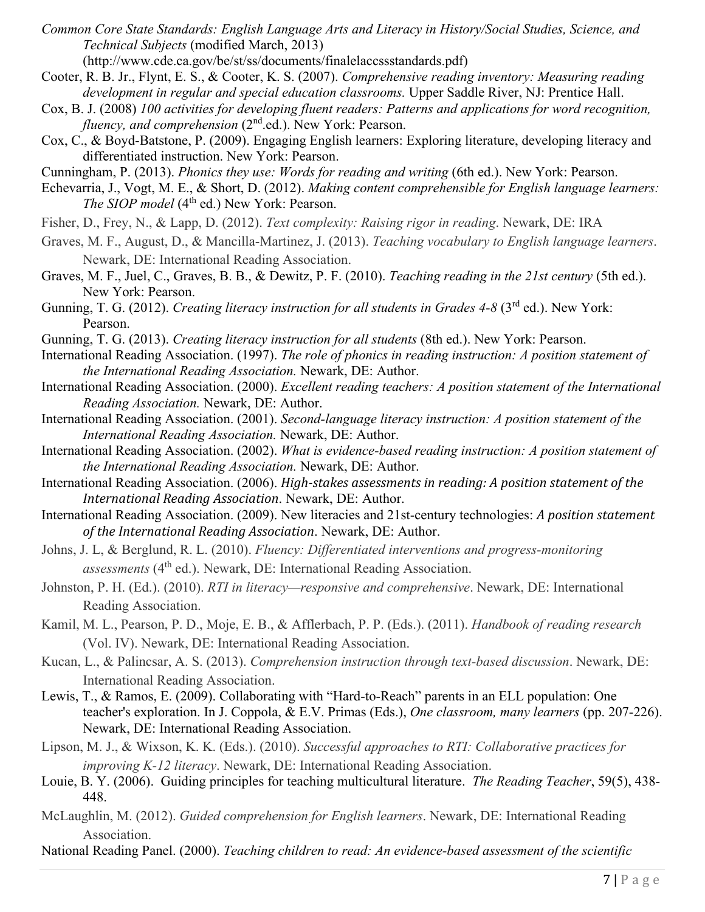*Common Core State Standards: English Language Arts and Literacy in History/Social Studies, Science, and Technical Subjects* (modified March, 2013) (http://www.cde.ca.gov/be/st/ss/documents/finalelaccssstandards.pdf)

Cooter, R. B. Jr., Flynt, E. S., & Cooter, K. S. (2007). *Comprehensive reading inventory: Measuring reading development in regular and special education classrooms.* Upper Saddle River, NJ: Prentice Hall.

Cox, B. J. (2008) *100 activities for developing fluent readers: Patterns and applications for word recognition, fluency, and comprehension* (2nd.ed.). New York: Pearson.

Cox, C., & Boyd-Batstone, P. (2009). Engaging English learners: Exploring literature, developing literacy and differentiated instruction. New York: Pearson.

Cunningham, P. (2013). *Phonics they use: Words for reading and writing* (6th ed.). New York: Pearson.

Echevarria, J., Vogt, M. E., & Short, D. (2012). *Making content comprehensible for English language learners: The SIOP model* (4th ed.) New York: Pearson.

Fisher, D., Frey, N., & Lapp, D. (2012). *Text complexity: Raising rigor in reading*. Newark, DE: IRA

Graves, M. F., August, D., & Mancilla-Martinez, J. (2013). *Teaching vocabulary to English language learners*. Newark, DE: International Reading Association.

Graves, M. F., Juel, C., Graves, B. B., & Dewitz, P. F. (2010). *Teaching reading in the 21st century* (5th ed.). New York: Pearson.

Gunning, T. G. (2012). *Creating literacy instruction for all students in Grades 4-8* (3rd ed.). New York: Pearson.

Gunning, T. G. (2013). *Creating literacy instruction for all students* (8th ed.). New York: Pearson.

International Reading Association. (1997). *The role of phonics in reading instruction: A position statement of the International Reading Association.* Newark, DE: Author.

International Reading Association. (2000). *Excellent reading teachers: A position statement of the International Reading Association.* Newark, DE: Author.

International Reading Association. (2001). *Second-language literacy instruction: A position statement of the International Reading Association.* Newark, DE: Author.

International Reading Association. (2002). *What is evidence-based reading instruction: A position statement of the International Reading Association.* Newark, DE: Author.

International Reading Association. (2006). *High-stakes assessments in reading: A position statement of the International Reading Association*. Newark, DE: Author.

International Reading Association. (2009). New literacies and 21st-century technologies: *A position statement of the International Reading Association*. Newark, DE: Author.

Johns, J. L, & Berglund, R. L. (2010). *Fluency: Differentiated interventions and progress-monitoring assessments* (4th ed.). Newark, DE: International Reading Association.

Johnston, P. H. (Ed.). (2010). *RTI in literacy—responsive and comprehensive*. Newark, DE: International Reading Association.

Kamil, M. L., Pearson, P. D., Moje, E. B., & Afflerbach, P. P. (Eds.). (2011). *Handbook of reading research* (Vol. IV). Newark, DE: International Reading Association.

Kucan, L., & Palincsar, A. S. (2013). *Comprehension instruction through text-based discussion*. Newark, DE: International Reading Association.

Lewis, T., & Ramos, E. (2009). Collaborating with "Hard-to-Reach" parents in an ELL population: One teacher's exploration. In J. Coppola, & E.V. Primas (Eds.), *One classroom, many learners* (pp. 207-226). Newark, DE: International Reading Association.

Lipson, M. J., & Wixson, K. K. (Eds.). (2010). *Successful approaches to RTI: Collaborative practices for improving K-12 literacy*. Newark, DE: International Reading Association.

Louie, B. Y. (2006). Guiding principles for teaching multicultural literature. *The Reading Teacher*, 59(5), 438-448.

McLaughlin, M. (2012). *Guided comprehension for English learners*. Newark, DE: International Reading Association.

National Reading Panel. (2000). *Teaching children to read: An evidence-based assessment of the scientific*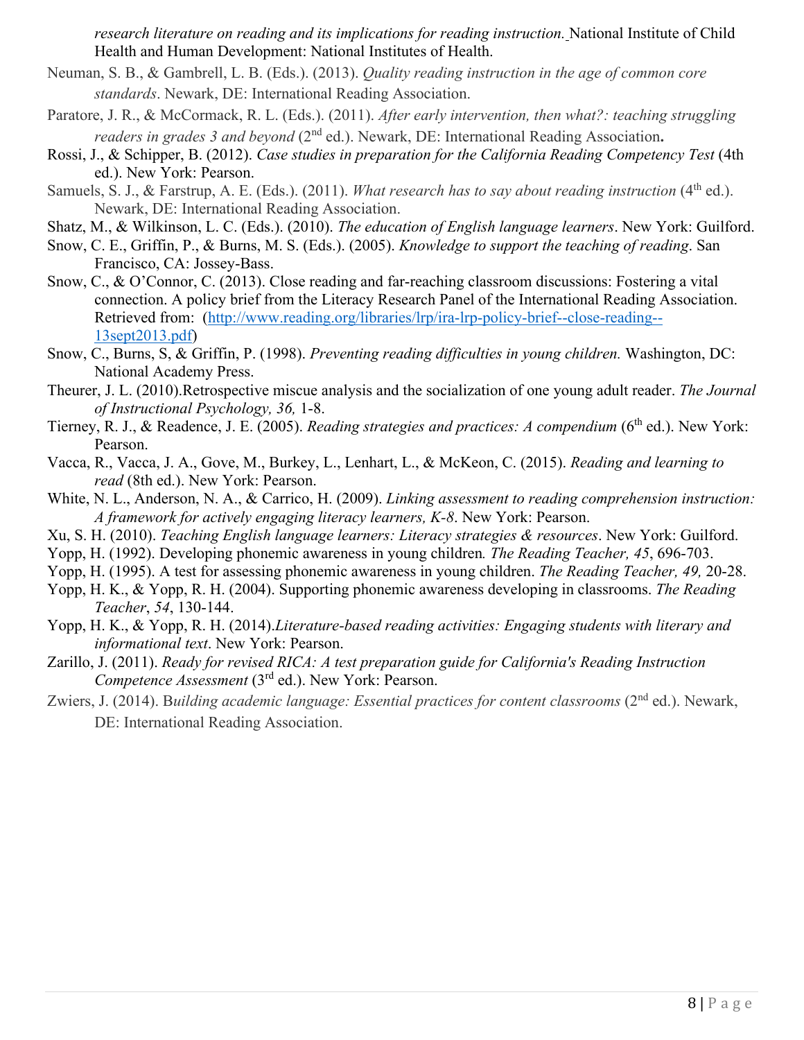*research literature on reading and its implications for reading instruction.* National Institute of Child Health and Human Development: National Institutes of Health.

Neuman, S. B., & Gambrell, L. B. (Eds.). (2013). *Quality reading instruction in the age of common core standards*. Newark, DE: International Reading Association.

Paratore, J. R., & McCormack, R. L. (Eds.). (2011). *After early intervention, then what?: teaching struggling readers in grades 3 and beyond* (2nd ed.). Newark, DE: International Reading Association**.**

Rossi, J., & Schipper, B. (2012). *Case studies in preparation for the California Reading Competency Test* (4th ed.). New York: Pearson.

Samuels, S. J., & Farstrup, A. E. (Eds.). (2011). *What research has to say about reading instruction* (4th ed.). Newark, DE: International Reading Association.

Shatz, M., & Wilkinson, L. C. (Eds.). (2010). *The education of English language learners*. New York: Guilford.

Snow, C. E., Griffin, P., & Burns, M. S. (Eds.). (2005). *Knowledge to support the teaching of reading*. San Francisco, CA: Jossey-Bass.

Snow, C., & O'Connor, C. (2013). Close reading and far-reaching classroom discussions: Fostering a vital connection. A policy brief from the Literacy Research Panel of the International Reading Association. Retrieved from: (http://www.reading.org/libraries/lrp/ira-lrp-policy-brief--close-reading--13sept2013.pdf)

Snow, C., Burns, S, & Griffin, P. (1998). *Preventing reading difficulties in young children.* Washington, DC: National Academy Press.

Theurer, J. L. (2010).Retrospective miscue analysis and the socialization of one young adult reader. *The Journal of Instructional Psychology, 36,* 1-8.

Tierney, R. J., & Readence, J. E. (2005). *Reading strategies and practices: A compendium* (6th ed.). New York: Pearson.

Vacca, R., Vacca, J. A., Gove, M., Burkey, L., Lenhart, L., & McKeon, C. (2015). *Reading and learning to read* (8th ed.). New York: Pearson.

White, N. L., Anderson, N. A., & Carrico, H. (2009). *Linking assessment to reading comprehension instruction: A framework for actively engaging literacy learners, K-8*. New York: Pearson.

Xu, S. H. (2010). *Teaching English language learners: Literacy strategies & resources*. New York: Guilford.

Yopp, H. (1992). Developing phonemic awareness in young children*. The Reading Teacher, 45*, 696-703.

Yopp, H. (1995). A test for assessing phonemic awareness in young children. *The Reading Teacher, 49,* 20-28.

Yopp, H. K., & Yopp, R. H. (2004). Supporting phonemic awareness developing in classrooms. *The Reading Teacher*, *54*, 130-144.

Yopp, H. K., & Yopp, R. H. (2014).*Literature-based reading activities: Engaging students with literary and informational text*. New York: Pearson.

Zarillo, J. (2011). *Ready for revised RICA: A test preparation guide for California's Reading Instruction Competence Assessment* (3rd ed.). New York: Pearson.

Zwiers, J. (2014). B*uilding academic language: Essential practices for content classrooms* (2nd ed.). Newark, DE: International Reading Association.